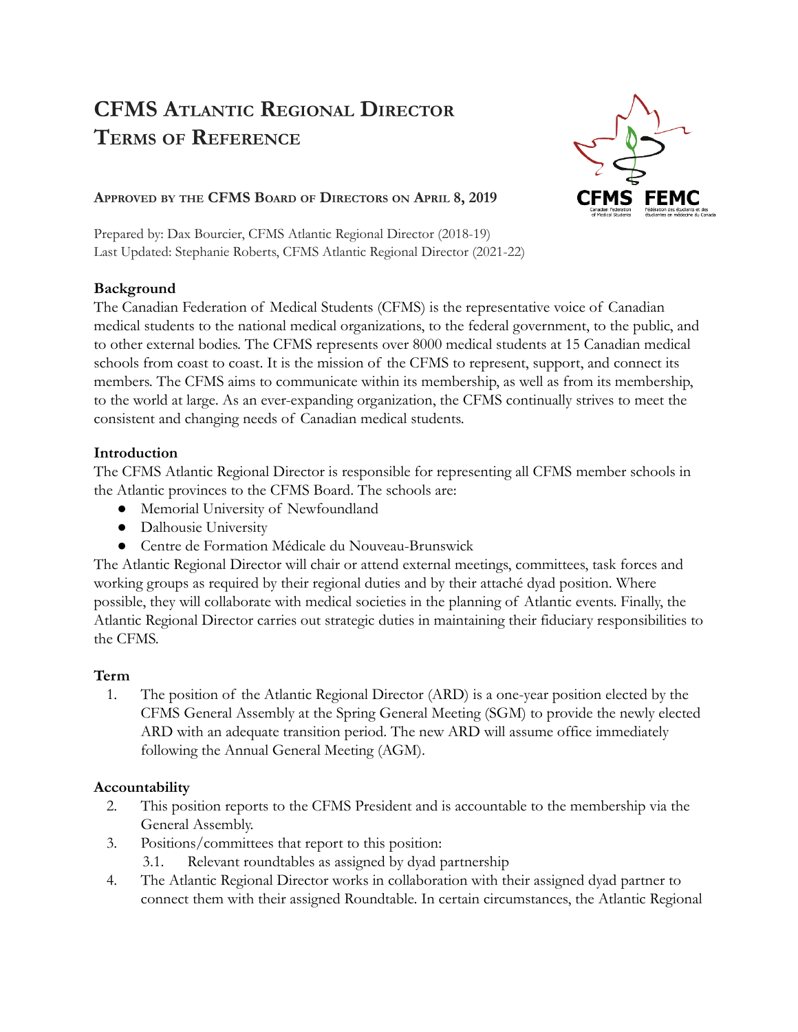# CFMS Atlantic Regional Director Terms of Reference

**Approved by the CFMS Board of Directors on April 8, 2019**

Prepared by: Dax Bourcier, CFMS Atlantic Regional Director (2018-19)
Last Updated: Stephanie Roberts, CFMS Atlantic Regional Director (2021-22)

**Background**

The Canadian Federation of Medical Students (CFMS) is the representative voice of Canadian medical students to the national medical organizations, to the federal government, to the public, and to other external bodies. The CFMS represents over 8000 medical students at 15 Canadian medical schools from coast to coast. It is the mission of the CFMS to represent, support, and connect its members. The CFMS aims to communicate within its membership, as well as from its membership, to the world at large. As an ever-expanding organization, the CFMS continually strives to meet the consistent and changing needs of Canadian medical students.

**Introduction**

The CFMS Atlantic Regional Director is responsible for representing all CFMS member schools in the Atlantic provinces to the CFMS Board. The schools are:

- Memorial University of Newfoundland
- Dalhousie University
- Centre de Formation Médicale du Nouveau-Brunswick

The Atlantic Regional Director will chair or attend external meetings, committees, task forces and working groups as required by their regional duties and by their attaché dyad position. Where possible, they will collaborate with medical societies in the planning of Atlantic events. Finally, the Atlantic Regional Director carries out strategic duties in maintaining their fiduciary responsibilities to the CFMS.

**Term**

1. The position of the Atlantic Regional Director (ARD) is a one-year position elected by the CFMS General Assembly at the Spring General Meeting (SGM) to provide the newly elected ARD with an adequate transition period. The new ARD will assume office immediately following the Annual General Meeting (AGM).

**Accountability**

2. This position reports to the CFMS President and is accountable to the membership via the General Assembly.
3. Positions/committees that report to this position:
   3.1. Relevant roundtables as assigned by dyad partnership
4. The Atlantic Regional Director works in collaboration with their assigned dyad partner to connect them with their assigned Roundtable. In certain circumstances, the Atlantic Regional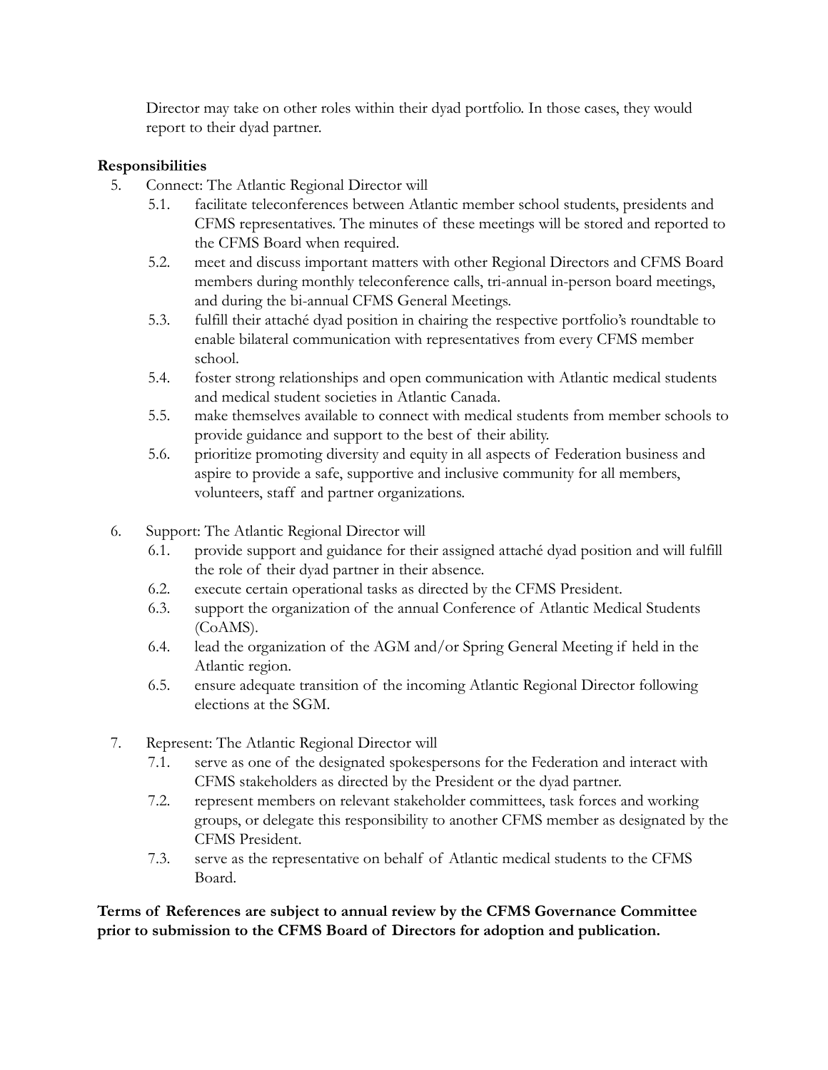Director may take on other roles within their dyad portfolio. In those cases, they would report to their dyad partner.

**Responsibilities**

5. Connect: The Atlantic Regional Director will
    - 5.1. facilitate teleconferences between Atlantic member school students, presidents and CFMS representatives. The minutes of these meetings will be stored and reported to the CFMS Board when required.
    - 5.2. meet and discuss important matters with other Regional Directors and CFMS Board members during monthly teleconference calls, tri-annual in-person board meetings, and during the bi-annual CFMS General Meetings.
    - 5.3. fulfill their attaché dyad position in chairing the respective portfolio's roundtable to enable bilateral communication with representatives from every CFMS member school.
    - 5.4. foster strong relationships and open communication with Atlantic medical students and medical student societies in Atlantic Canada.
    - 5.5. make themselves available to connect with medical students from member schools to provide guidance and support to the best of their ability.
    - 5.6. prioritize promoting diversity and equity in all aspects of Federation business and aspire to provide a safe, supportive and inclusive community for all members, volunteers, staff and partner organizations.

6. Support: The Atlantic Regional Director will
    - 6.1. provide support and guidance for their assigned attaché dyad position and will fulfill the role of their dyad partner in their absence.
    - 6.2. execute certain operational tasks as directed by the CFMS President.
    - 6.3. support the organization of the annual Conference of Atlantic Medical Students (CoAMS).
    - 6.4. lead the organization of the AGM and/or Spring General Meeting if held in the Atlantic region.
    - 6.5. ensure adequate transition of the incoming Atlantic Regional Director following elections at the SGM.

7. Represent: The Atlantic Regional Director will
    - 7.1. serve as one of the designated spokespersons for the Federation and interact with CFMS stakeholders as directed by the President or the dyad partner.
    - 7.2. represent members on relevant stakeholder committees, task forces and working groups, or delegate this responsibility to another CFMS member as designated by the CFMS President.
    - 7.3. serve as the representative on behalf of Atlantic medical students to the CFMS Board.

**Terms of References are subject to annual review by the CFMS Governance Committee prior to submission to the CFMS Board of Directors for adoption and publication.**